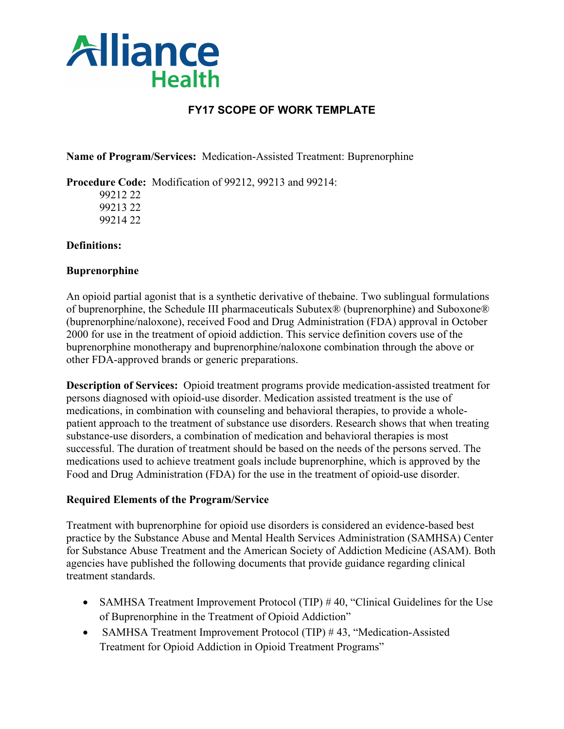Alliance Health

# FY17 SCOPE OF WORK TEMPLATE

**Name of Program/Services:** Medication-Assisted Treatment: Buprenorphine

**Procedure Code:** Modification of 99212, 99213 and 99214:

99212 22
99213 22
99214 22

**Definitions:**

**Buprenorphine**

An opioid partial agonist that is a synthetic derivative of thebaine. Two sublingual formulations of buprenorphine, the Schedule III pharmaceuticals Subutex® (buprenorphine) and Suboxone® (buprenorphine/naloxone), received Food and Drug Administration (FDA) approval in October 2000 for use in the treatment of opioid addiction. This service definition covers use of the buprenorphine monotherapy and buprenorphine/naloxone combination through the above or other FDA-approved brands or generic preparations.

**Description of Services:** Opioid treatment programs provide medication-assisted treatment for persons diagnosed with opioid-use disorder. Medication assisted treatment is the use of medications, in combination with counseling and behavioral therapies, to provide a whole-patient approach to the treatment of substance use disorders. Research shows that when treating substance-use disorders, a combination of medication and behavioral therapies is most successful. The duration of treatment should be based on the needs of the persons served. The medications used to achieve treatment goals include buprenorphine, which is approved by the Food and Drug Administration (FDA) for the use in the treatment of opioid-use disorder.

**Required Elements of the Program/Service**

Treatment with buprenorphine for opioid use disorders is considered an evidence-based best practice by the Substance Abuse and Mental Health Services Administration (SAMHSA) Center for Substance Abuse Treatment and the American Society of Addiction Medicine (ASAM). Both agencies have published the following documents that provide guidance regarding clinical treatment standards.

- SAMHSA Treatment Improvement Protocol (TIP) # 40, "Clinical Guidelines for the Use of Buprenorphine in the Treatment of Opioid Addiction"
- SAMHSA Treatment Improvement Protocol (TIP) # 43, "Medication-Assisted Treatment for Opioid Addiction in Opioid Treatment Programs"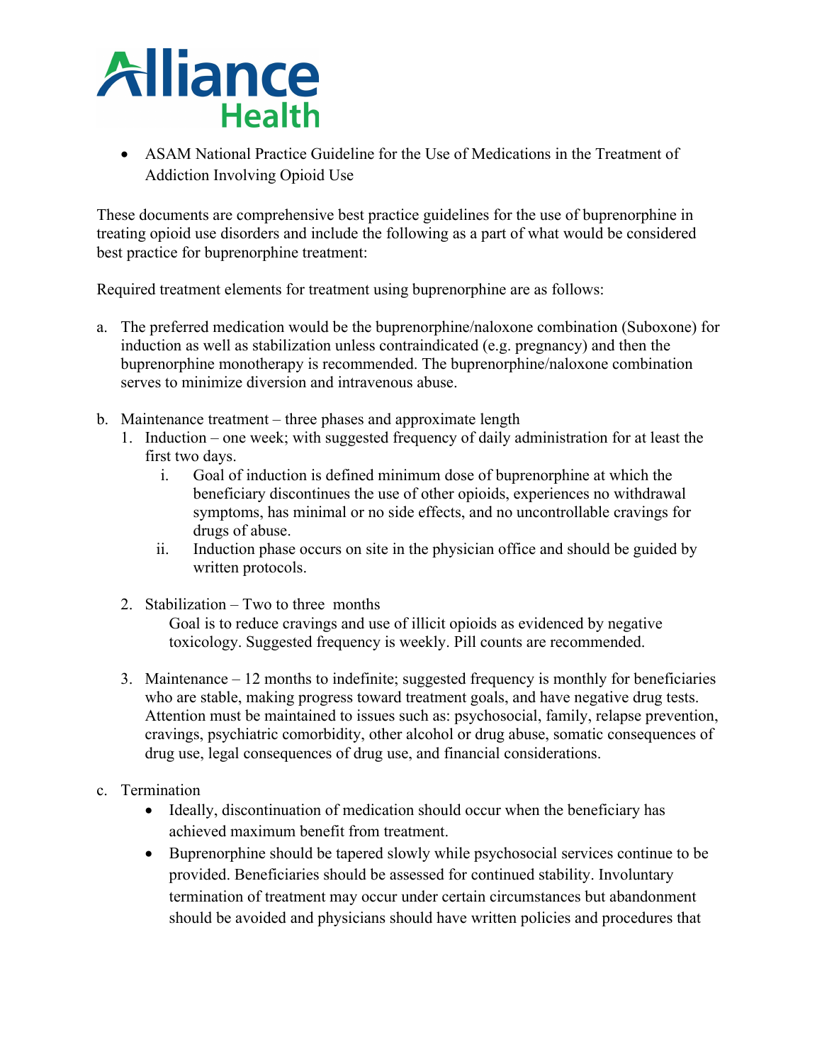- ASAM National Practice Guideline for the Use of Medications in the Treatment of Addiction Involving Opioid Use

These documents are comprehensive best practice guidelines for the use of buprenorphine in treating opioid use disorders and include the following as a part of what would be considered best practice for buprenorphine treatment:

Required treatment elements for treatment using buprenorphine are as follows:

a. The preferred medication would be the buprenorphine/naloxone combination (Suboxone) for induction as well as stabilization unless contraindicated (e.g. pregnancy) and then the buprenorphine monotherapy is recommended. The buprenorphine/naloxone combination serves to minimize diversion and intravenous abuse.

b. Maintenance treatment – three phases and approximate length
   1. Induction – one week; with suggested frequency of daily administration for at least the first two days.
      i. Goal of induction is defined minimum dose of buprenorphine at which the beneficiary discontinues the use of other opioids, experiences no withdrawal symptoms, has minimal or no side effects, and no uncontrollable cravings for drugs of abuse.
      ii. Induction phase occurs on site in the physician office and should be guided by written protocols.

   2. Stabilization – Two to three months
      Goal is to reduce cravings and use of illicit opioids as evidenced by negative toxicology. Suggested frequency is weekly. Pill counts are recommended.

   3. Maintenance – 12 months to indefinite; suggested frequency is monthly for beneficiaries who are stable, making progress toward treatment goals, and have negative drug tests. Attention must be maintained to issues such as: psychosocial, family, relapse prevention, cravings, psychiatric comorbidity, other alcohol or drug abuse, somatic consequences of drug use, legal consequences of drug use, and financial considerations.

c. Termination
   - Ideally, discontinuation of medication should occur when the beneficiary has achieved maximum benefit from treatment.
   - Buprenorphine should be tapered slowly while psychosocial services continue to be provided. Beneficiaries should be assessed for continued stability. Involuntary termination of treatment may occur under certain circumstances but abandonment should be avoided and physicians should have written policies and procedures that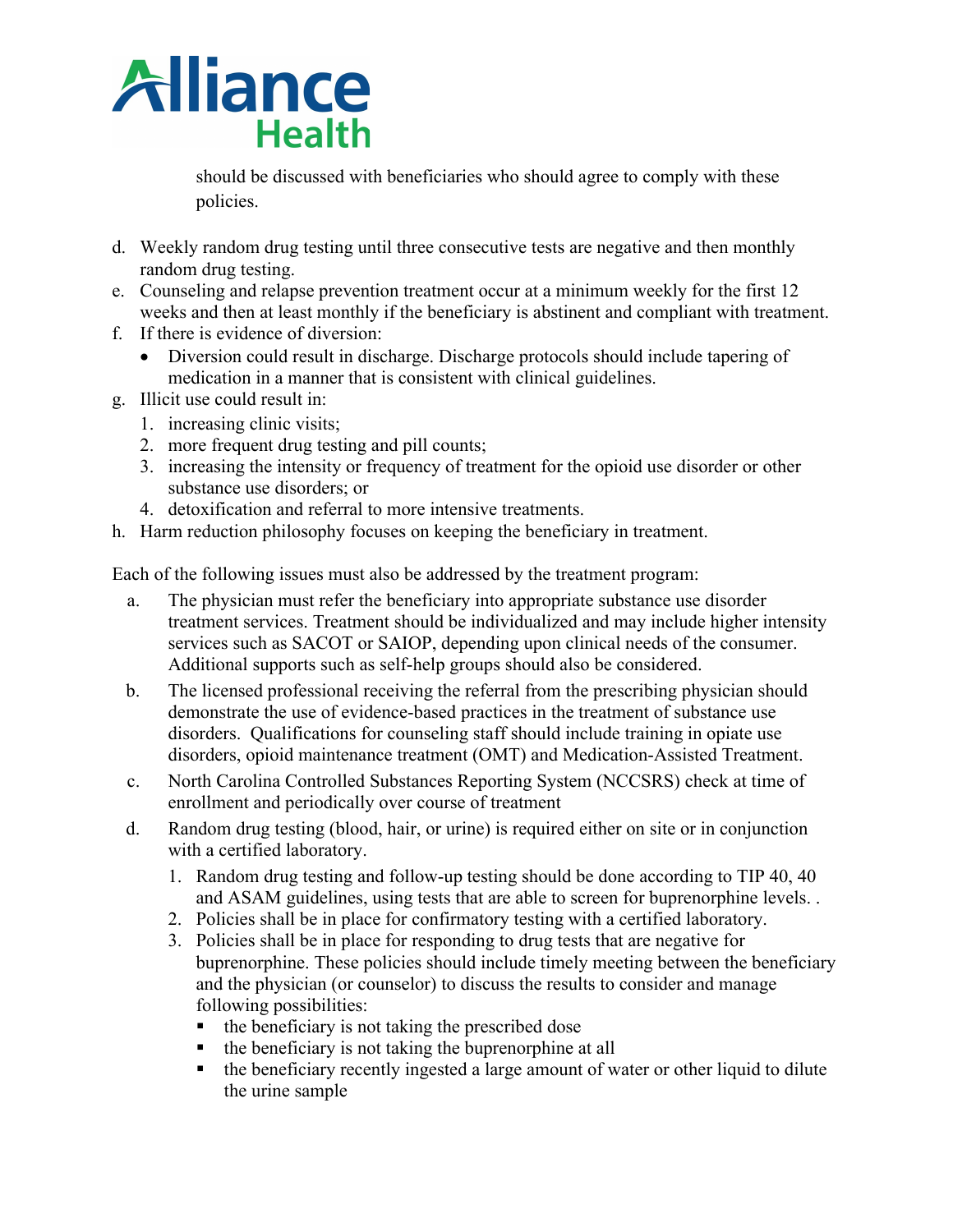should be discussed with beneficiaries who should agree to comply with these policies.

d. Weekly random drug testing until three consecutive tests are negative and then monthly random drug testing.
e. Counseling and relapse prevention treatment occur at a minimum weekly for the first 12 weeks and then at least monthly if the beneficiary is abstinent and compliant with treatment.
f. If there is evidence of diversion:
   - Diversion could result in discharge. Discharge protocols should include tapering of medication in a manner that is consistent with clinical guidelines.
g. Illicit use could result in:
   1. increasing clinic visits;
   2. more frequent drug testing and pill counts;
   3. increasing the intensity or frequency of treatment for the opioid use disorder or other substance use disorders; or
   4. detoxification and referral to more intensive treatments.
h. Harm reduction philosophy focuses on keeping the beneficiary in treatment.

Each of the following issues must also be addressed by the treatment program:

a. The physician must refer the beneficiary into appropriate substance use disorder treatment services. Treatment should be individualized and may include higher intensity services such as SACOT or SAIOP, depending upon clinical needs of the consumer. Additional supports such as self-help groups should also be considered.
b. The licensed professional receiving the referral from the prescribing physician should demonstrate the use of evidence-based practices in the treatment of substance use disorders. Qualifications for counseling staff should include training in opiate use disorders, opioid maintenance treatment (OMT) and Medication-Assisted Treatment.
c. North Carolina Controlled Substances Reporting System (NCCSRS) check at time of enrollment and periodically over course of treatment
d. Random drug testing (blood, hair, or urine) is required either on site or in conjunction with a certified laboratory.
   1. Random drug testing and follow-up testing should be done according to TIP 40, 40 and ASAM guidelines, using tests that are able to screen for buprenorphine levels. .
   2. Policies shall be in place for confirmatory testing with a certified laboratory.
   3. Policies shall be in place for responding to drug tests that are negative for buprenorphine. These policies should include timely meeting between the beneficiary and the physician (or counselor) to discuss the results to consider and manage following possibilities:
      - the beneficiary is not taking the prescribed dose
      - the beneficiary is not taking the buprenorphine at all
      - the beneficiary recently ingested a large amount of water or other liquid to dilute the urine sample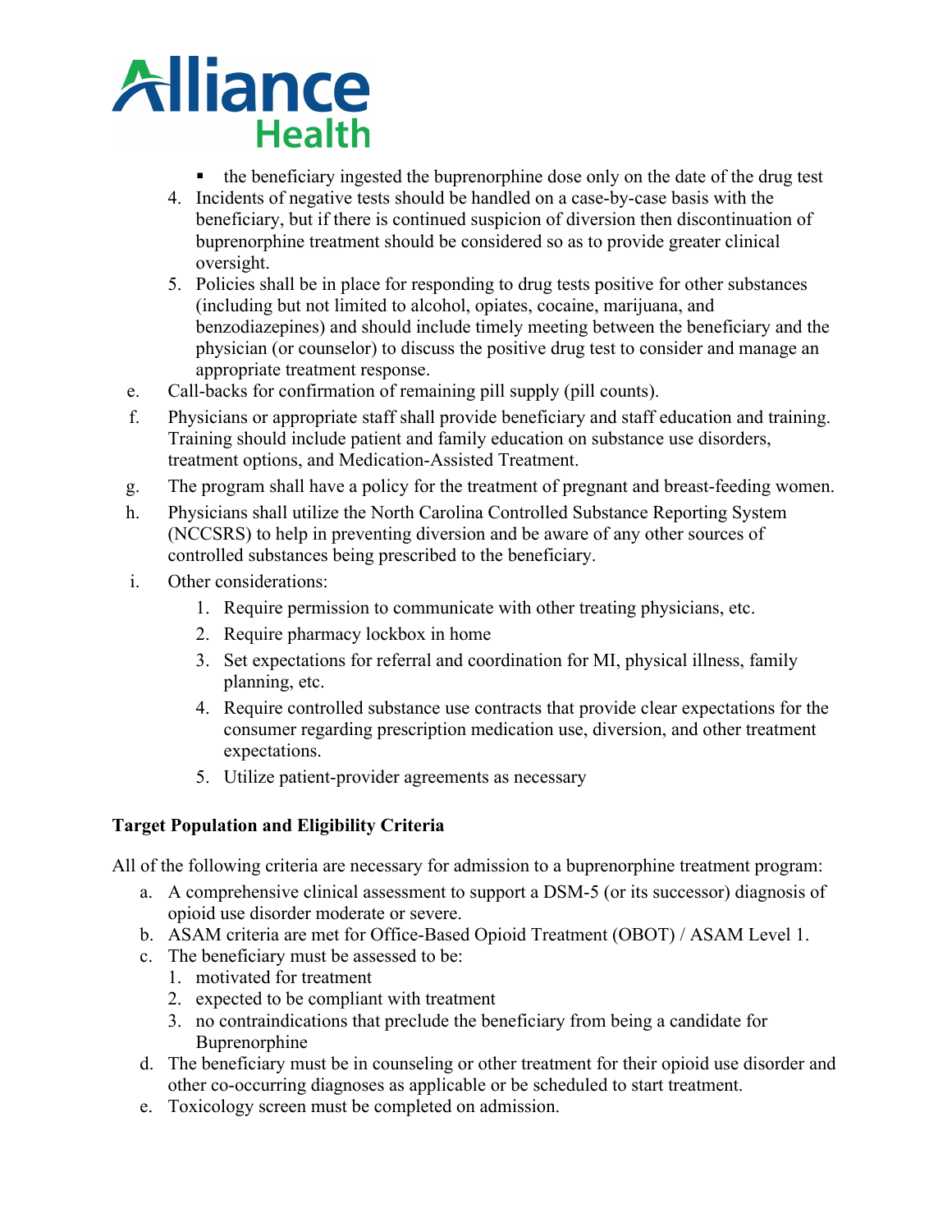- the beneficiary ingested the buprenorphine dose only on the date of the drug test

4. Incidents of negative tests should be handled on a case-by-case basis with the beneficiary, but if there is continued suspicion of diversion then discontinuation of buprenorphine treatment should be considered so as to provide greater clinical oversight.
5. Policies shall be in place for responding to drug tests positive for other substances (including but not limited to alcohol, opiates, cocaine, marijuana, and benzodiazepines) and should include timely meeting between the beneficiary and the physician (or counselor) to discuss the positive drug test to consider and manage an appropriate treatment response.

e. Call-backs for confirmation of remaining pill supply (pill counts).

f. Physicians or appropriate staff shall provide beneficiary and staff education and training. Training should include patient and family education on substance use disorders, treatment options, and Medication-Assisted Treatment.

g. The program shall have a policy for the treatment of pregnant and breast-feeding women.

h. Physicians shall utilize the North Carolina Controlled Substance Reporting System (NCCSRS) to help in preventing diversion and be aware of any other sources of controlled substances being prescribed to the beneficiary.

i. Other considerations:

1. Require permission to communicate with other treating physicians, etc.
2. Require pharmacy lockbox in home
3. Set expectations for referral and coordination for MI, physical illness, family planning, etc.
4. Require controlled substance use contracts that provide clear expectations for the consumer regarding prescription medication use, diversion, and other treatment expectations.
5. Utilize patient-provider agreements as necessary

**Target Population and Eligibility Criteria**

All of the following criteria are necessary for admission to a buprenorphine treatment program:

a. A comprehensive clinical assessment to support a DSM-5 (or its successor) diagnosis of opioid use disorder moderate or severe.

b. ASAM criteria are met for Office-Based Opioid Treatment (OBOT) / ASAM Level 1.

c. The beneficiary must be assessed to be:
   1. motivated for treatment
   2. expected to be compliant with treatment
   3. no contraindications that preclude the beneficiary from being a candidate for Buprenorphine

d. The beneficiary must be in counseling or other treatment for their opioid use disorder and other co-occurring diagnoses as applicable or be scheduled to start treatment.

e. Toxicology screen must be completed on admission.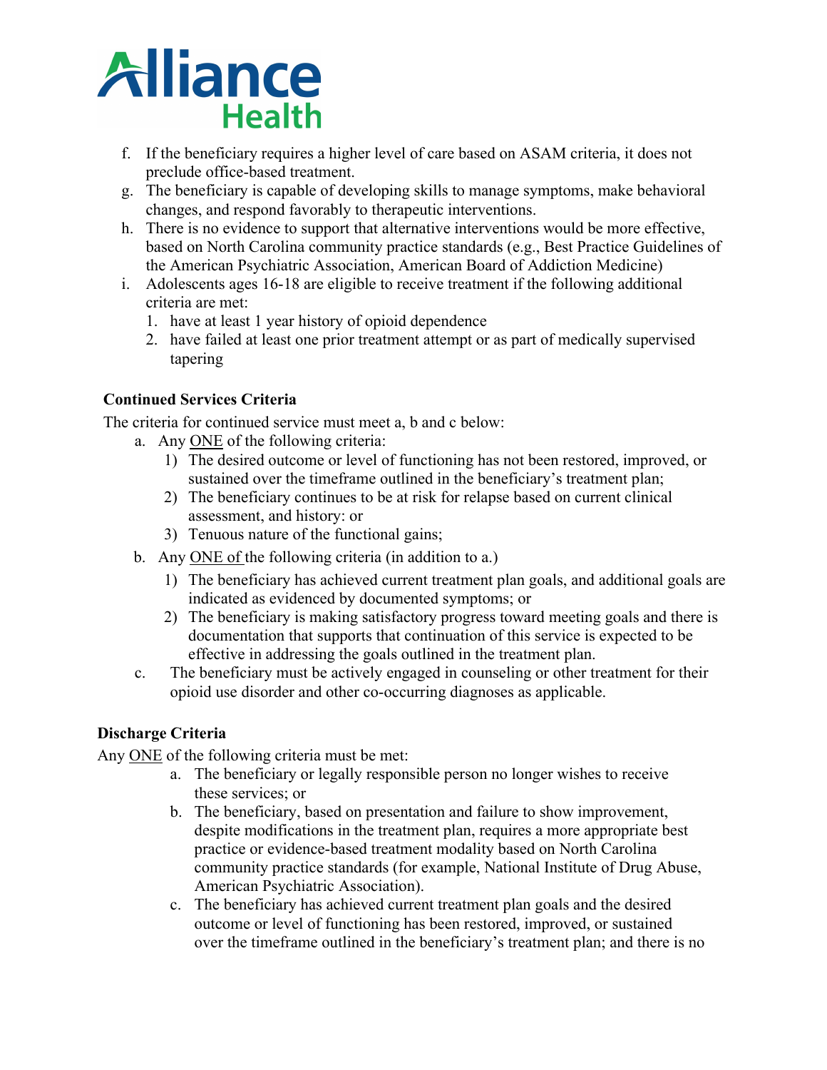f. If the beneficiary requires a higher level of care based on ASAM criteria, it does not preclude office-based treatment.

g. The beneficiary is capable of developing skills to manage symptoms, make behavioral changes, and respond favorably to therapeutic interventions.

h. There is no evidence to support that alternative interventions would be more effective, based on North Carolina community practice standards (e.g., Best Practice Guidelines of the American Psychiatric Association, American Board of Addiction Medicine)

i. Adolescents ages 16-18 are eligible to receive treatment if the following additional criteria are met:
   1. have at least 1 year history of opioid dependence
   2. have failed at least one prior treatment attempt or as part of medically supervised tapering

**Continued Services Criteria**

The criteria for continued service must meet a, b and c below:

a. Any ONE of the following criteria:
   1) The desired outcome or level of functioning has not been restored, improved, or sustained over the timeframe outlined in the beneficiary's treatment plan;
   2) The beneficiary continues to be at risk for relapse based on current clinical assessment, and history: or
   3) Tenuous nature of the functional gains;

b. Any ONE of the following criteria (in addition to a.)
   1) The beneficiary has achieved current treatment plan goals, and additional goals are indicated as evidenced by documented symptoms; or
   2) The beneficiary is making satisfactory progress toward meeting goals and there is documentation that supports that continuation of this service is expected to be effective in addressing the goals outlined in the treatment plan.

c. The beneficiary must be actively engaged in counseling or other treatment for their opioid use disorder and other co-occurring diagnoses as applicable.

**Discharge Criteria**

Any ONE of the following criteria must be met:

a. The beneficiary or legally responsible person no longer wishes to receive these services; or

b. The beneficiary, based on presentation and failure to show improvement, despite modifications in the treatment plan, requires a more appropriate best practice or evidence-based treatment modality based on North Carolina community practice standards (for example, National Institute of Drug Abuse, American Psychiatric Association).

c. The beneficiary has achieved current treatment plan goals and the desired outcome or level of functioning has been restored, improved, or sustained over the timeframe outlined in the beneficiary's treatment plan; and there is no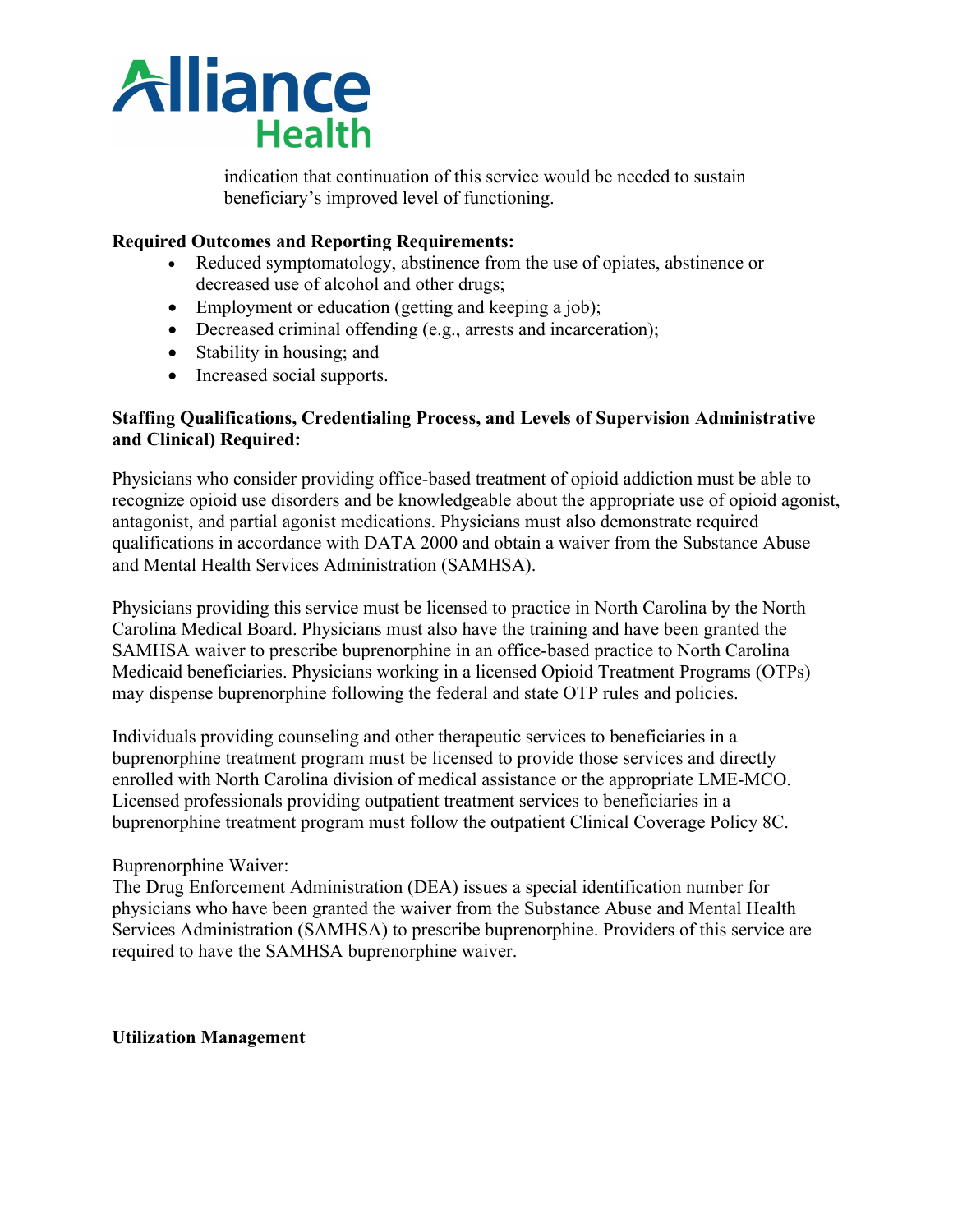indication that continuation of this service would be needed to sustain beneficiary's improved level of functioning.

**Required Outcomes and Reporting Requirements:**

- Reduced symptomatology, abstinence from the use of opiates, abstinence or decreased use of alcohol and other drugs;
- Employment or education (getting and keeping a job);
- Decreased criminal offending (e.g., arrests and incarceration);
- Stability in housing; and
- Increased social supports.

**Staffing Qualifications, Credentialing Process, and Levels of Supervision Administrative and Clinical) Required:**

Physicians who consider providing office-based treatment of opioid addiction must be able to recognize opioid use disorders and be knowledgeable about the appropriate use of opioid agonist, antagonist, and partial agonist medications. Physicians must also demonstrate required qualifications in accordance with DATA 2000 and obtain a waiver from the Substance Abuse and Mental Health Services Administration (SAMHSA).

Physicians providing this service must be licensed to practice in North Carolina by the North Carolina Medical Board. Physicians must also have the training and have been granted the SAMHSA waiver to prescribe buprenorphine in an office-based practice to North Carolina Medicaid beneficiaries. Physicians working in a licensed Opioid Treatment Programs (OTPs) may dispense buprenorphine following the federal and state OTP rules and policies.

Individuals providing counseling and other therapeutic services to beneficiaries in a buprenorphine treatment program must be licensed to provide those services and directly enrolled with North Carolina division of medical assistance or the appropriate LME-MCO. Licensed professionals providing outpatient treatment services to beneficiaries in a buprenorphine treatment program must follow the outpatient Clinical Coverage Policy 8C.

Buprenorphine Waiver:
The Drug Enforcement Administration (DEA) issues a special identification number for physicians who have been granted the waiver from the Substance Abuse and Mental Health Services Administration (SAMHSA) to prescribe buprenorphine. Providers of this service are required to have the SAMHSA buprenorphine waiver.

**Utilization Management**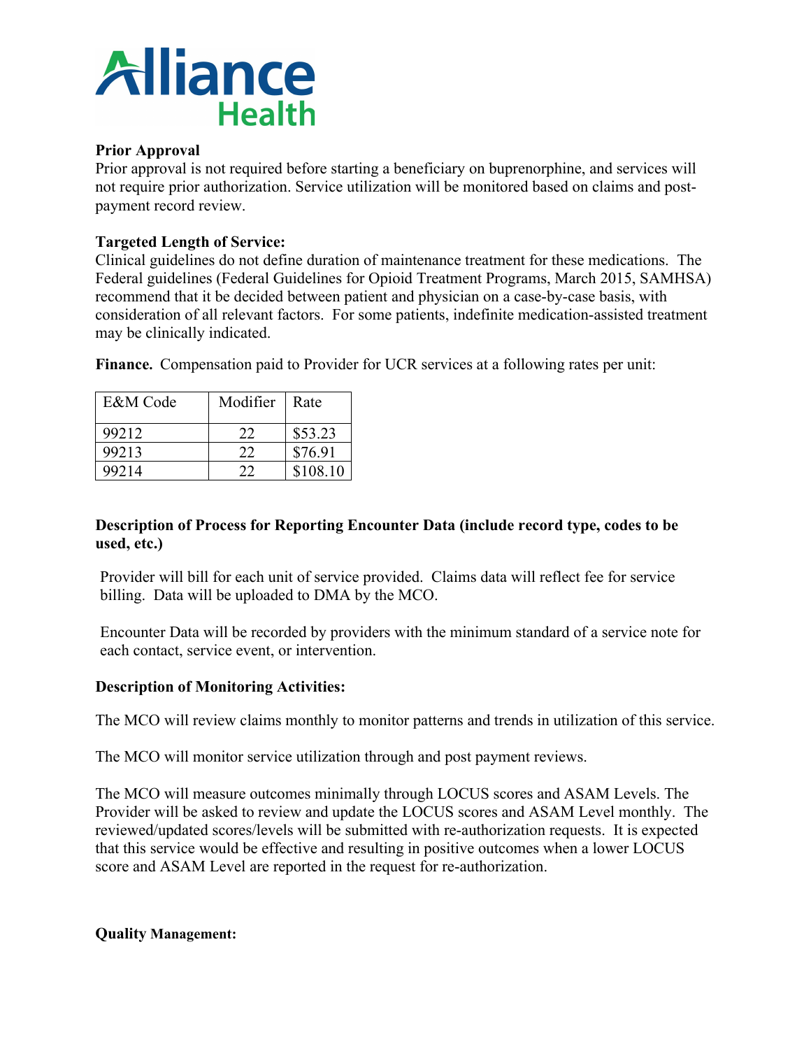**Prior Approval**
Prior approval is not required before starting a beneficiary on buprenorphine, and services will not require prior authorization. Service utilization will be monitored based on claims and post-payment record review.

**Targeted Length of Service:**
Clinical guidelines do not define duration of maintenance treatment for these medications. The Federal guidelines (Federal Guidelines for Opioid Treatment Programs, March 2015, SAMHSA) recommend that it be decided between patient and physician on a case-by-case basis, with consideration of all relevant factors. For some patients, indefinite medication-assisted treatment may be clinically indicated.

**Finance.** Compensation paid to Provider for UCR services at a following rates per unit:

| E&M Code | Modifier | Rate |
|---|---|---|
| 99212 | 22 | $53.23 |
| 99213 | 22 | $76.91 |
| 99214 | 22 | $108.10 |

**Description of Process for Reporting Encounter Data (include record type, codes to be used, etc.)**

Provider will bill for each unit of service provided. Claims data will reflect fee for service billing. Data will be uploaded to DMA by the MCO.

Encounter Data will be recorded by providers with the minimum standard of a service note for each contact, service event, or intervention.

**Description of Monitoring Activities:**

The MCO will review claims monthly to monitor patterns and trends in utilization of this service.

The MCO will monitor service utilization through and post payment reviews.

The MCO will measure outcomes minimally through LOCUS scores and ASAM Levels. The Provider will be asked to review and update the LOCUS scores and ASAM Level monthly. The reviewed/updated scores/levels will be submitted with re-authorization requests. It is expected that this service would be effective and resulting in positive outcomes when a lower LOCUS score and ASAM Level are reported in the request for re-authorization.

**Quality Management:**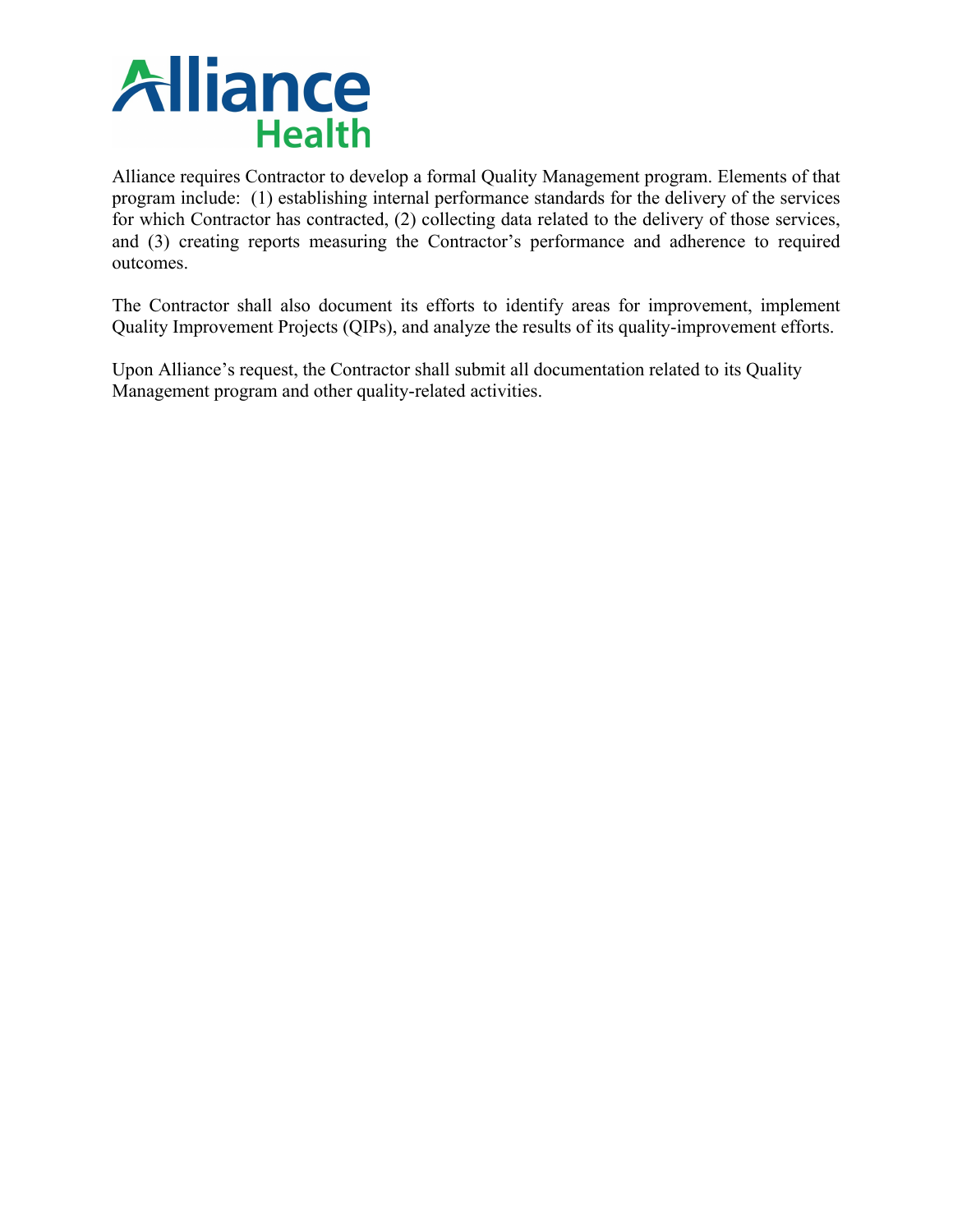Alliance requires Contractor to develop a formal Quality Management program. Elements of that program include: (1) establishing internal performance standards for the delivery of the services for which Contractor has contracted, (2) collecting data related to the delivery of those services, and (3) creating reports measuring the Contractor's performance and adherence to required outcomes.

The Contractor shall also document its efforts to identify areas for improvement, implement Quality Improvement Projects (QIPs), and analyze the results of its quality-improvement efforts.

Upon Alliance's request, the Contractor shall submit all documentation related to its Quality Management program and other quality-related activities.